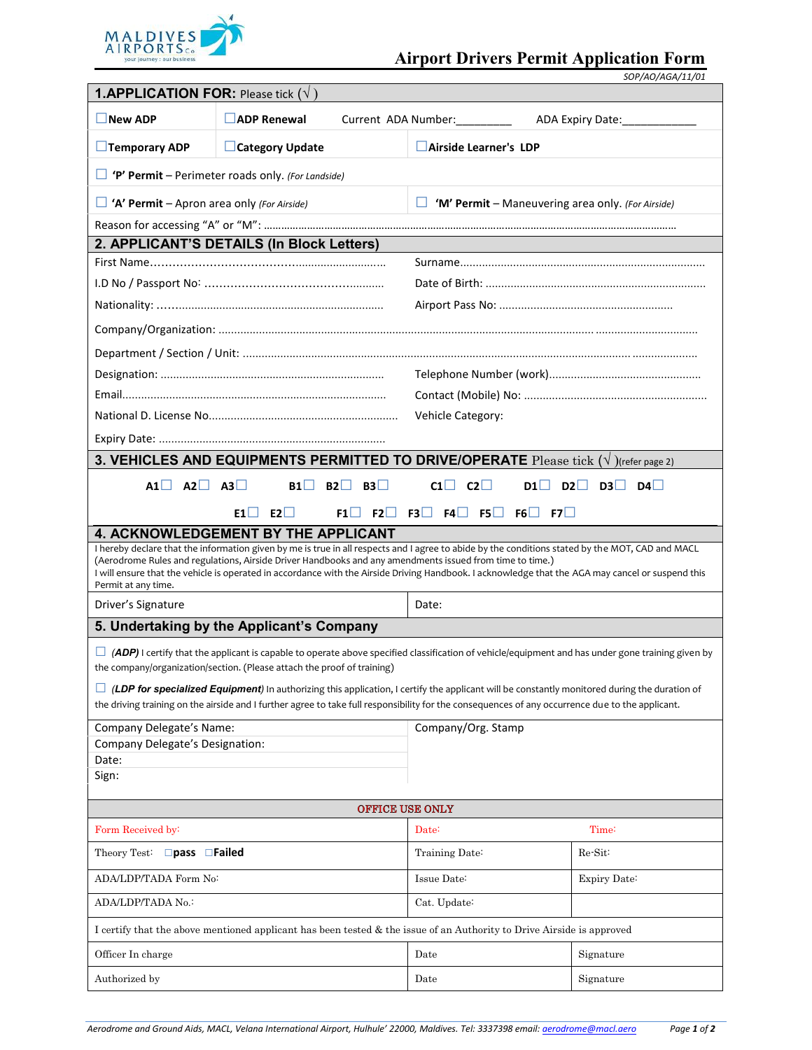# Airport Drivers Permit Application Form

SOP/AO/AGA/11/01

## 1.APPLICATION FOR: Please tick (√)

☐ **New ADP** ☐ **ADP Renewal** Current ADA Number:_________ ADA Expiry Date:____________

☐ **Temporary ADP** ☐ **Category Update** ☐ **Airside Learner's LDP**

☐ **'P' Permit** – Perimeter roads only. *(For Landside)*

☐ **'A' Permit** – Apron area only *(For Airside)* ☐ **'M' Permit** – Maneuvering area only. *(For Airside)*

Reason for accessing "A" or "M": ……………………………………………………………………………………………………………………

## 2. APPLICANT'S DETAILS (In Block Letters)

| | |
|---|---|
| First Name………………………………………………………… | Surname……………………………………………………………………… |
| I.D No / Passport No: ……………………………………………… | Date of Birth: ……………………………………………………………… |
| Nationality: ……………………………………………………………… | Airport Pass No: ………………………………………………… |
| Company/Organization: ……………………………………………………………………………………………………………………… | |
| Department / Section / Unit: ………………………………………………………………………………………………………………… | |
| Designation: ……………………………………………………………… | Telephone Number (work)………………………………………… |
| Email…………………………………………………………………………… | Contact (Mobile) No: …………………………………………………… |
| National D. License No……………………………………………………… | Vehicle Category: |
| Expiry Date: ……………………………………………………………… | |

## 3. VEHICLES AND EQUIPMENTS PERMITTED TO DRIVE/OPERATE Please tick (√)(refer page 2)

A1☐ A2☐ A3☐ B1☐ B2☐ B3☐ C1☐ C2☐ D1☐ D2☐ D3☐ D4☐

E1☐ E2☐ F1☐ F2☐ F3☐ F4☐ F5☐ F6☐ F7☐

## 4. ACKNOWLEDGEMENT BY THE APPLICANT

I hereby declare that the information given by me is true in all respects and I agree to abide by the conditions stated by the MOT, CAD and MACL (Aerodrome Rules and regulations, Airside Driver Handbooks and any amendments issued from time to time.)
I will ensure that the vehicle is operated in accordance with the Airside Driving Handbook. I acknowledge that the AGA may cancel or suspend this Permit at any time.

| Driver's Signature | Date: |
|---|---|

## 5. Undertaking by the Applicant's Company

☐ *(ADP)* I certify that the applicant is capable to operate above specified classification of vehicle/equipment and has under gone training given by the company/organization/section. (Please attach the proof of training)

☐ *(LDP for specialized Equipment)* In authorizing this application, I certify the applicant will be constantly monitored during the duration of the driving training on the airside and I further agree to take full responsibility for the consequences of any occurrence due to the applicant.

| | |
|---|---|
| Company Delegate's Name: | Company/Org. Stamp |
| Company Delegate's Designation: | |
| Date: | |
| Sign: | |

## OFFICE USE ONLY

| | | |
|---|---|---|
| Form Received by: | Date: | Time: |
| Theory Test: ☐pass ☐Failed | Training Date: | Re-Sit: |
| ADA/LDP/TADA Form No: | Issue Date: | Expiry Date: |
| ADA/LDP/TADA No.: | Cat. Update: | |
| I certify that the above mentioned applicant has been tested & the issue of an Authority to Drive Airside is approved | | |
| Officer In charge | Date | Signature |
| Authorized by | Date | Signature |

*Aerodrome and Ground Aids, MACL, Velana International Airport, Hulhule' 22000, Maldives. Tel: 3337398 email: aerodrome@macl.aero*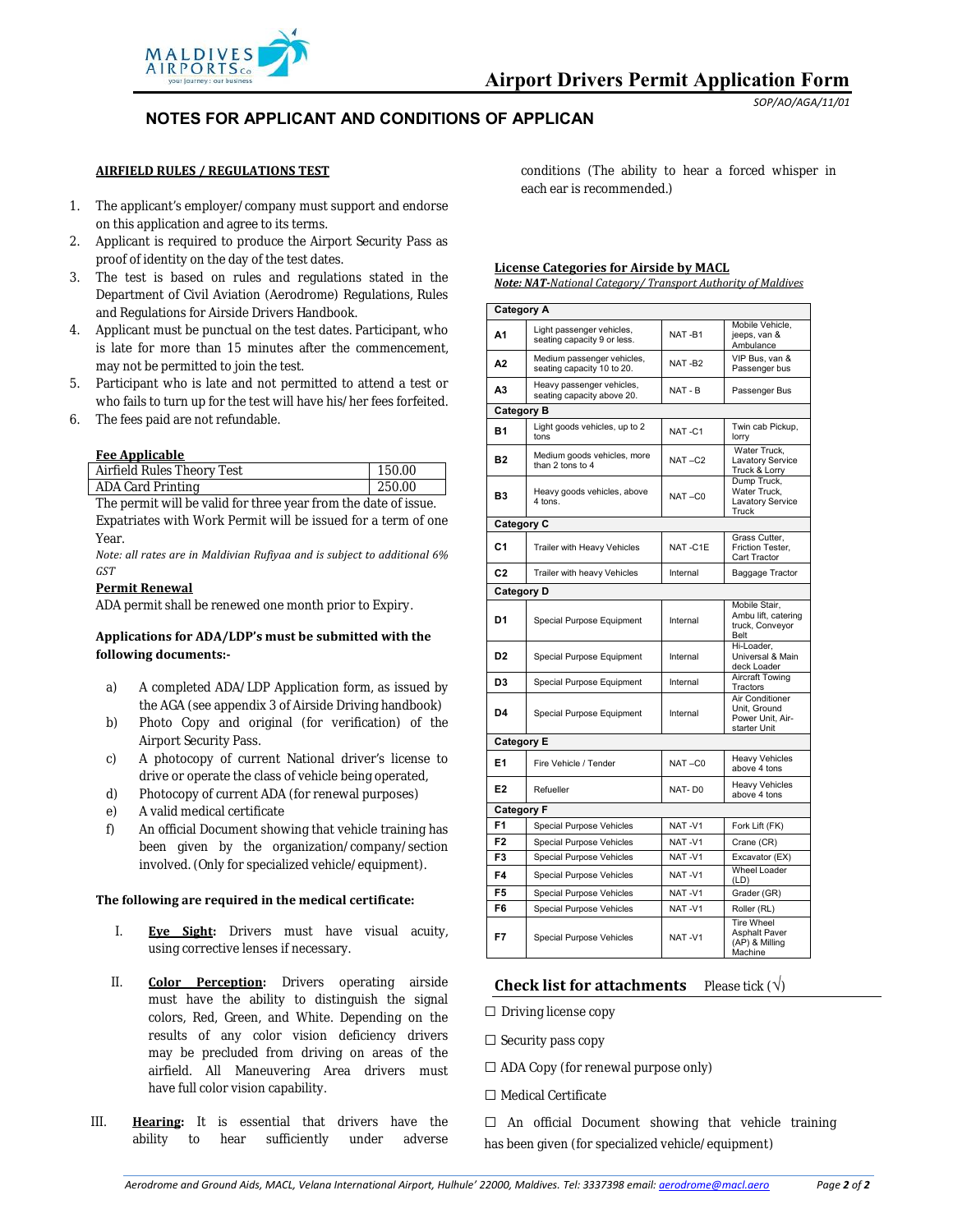## NOTES FOR APPLICANT AND CONDITIONS OF APPLICAN

### AIRFIELD RULES / REGULATIONS TEST

1. The applicant's employer/company must support and endorse on this application and agree to its terms.
2. Applicant is required to produce the Airport Security Pass as proof of identity on the day of the test dates.
3. The test is based on rules and regulations stated in the Department of Civil Aviation (Aerodrome) Regulations, Rules and Regulations for Airside Drivers Handbook.
4. Applicant must be punctual on the test dates. Participant, who is late for more than 15 minutes after the commencement, may not be permitted to join the test.
5. Participant who is late and not permitted to attend a test or who fails to turn up for the test will have his/her fees forfeited.
6. The fees paid are not refundable.

**Fee Applicable**

| | |
|---|---|
| Airfield Rules Theory Test | 150.00 |
| ADA Card Printing | 250.00 |

The permit will be valid for three year from the date of issue. Expatriates with Work Permit will be issued for a term of one Year.

*Note: all rates are in Maldivian Rufiyaa and is subject to additional 6% GST*

**Permit Renewal**

ADA permit shall be renewed one month prior to Expiry.

**Applications for ADA/LDP's must be submitted with the following documents:-**

a) A completed ADA/LDP Application form, as issued by the AGA (see appendix 3 of Airside Driving handbook)
b) Photo Copy and original (for verification) of the Airport Security Pass.
c) A photocopy of current National driver's license to drive or operate the class of vehicle being operated,
d) Photocopy of current ADA (for renewal purposes)
e) A valid medical certificate
f) An official Document showing that vehicle training has been given by the organization/company/section involved. (Only for specialized vehicle/equipment).

**The following are required in the medical certificate:**

I. **Eye Sight:** Drivers must have visual acuity, using corrective lenses if necessary.

II. **Color Perception:** Drivers operating airside must have the ability to distinguish the signal colors, Red, Green, and White. Depending on the results of any color vision deficiency drivers may be precluded from driving on areas of the airfield. All Maneuvering Area drivers must have full color vision capability.

III. **Hearing:** It is essential that drivers have the ability to hear sufficiently under adverse conditions (The ability to hear a forced whisper in each ear is recommended.)

**License Categories for Airside by MACL**

***Note: NAT-****National Category/ Transport Authority of Maldives*

| | | | |
|---|---|---|---|
| **Category A** | | | |
| **A1** | Light passenger vehicles, seating capacity 9 or less. | NAT -B1 | Mobile Vehicle, jeeps, van & Ambulance |
| **A2** | Medium passenger vehicles, seating capacity 10 to 20. | NAT -B2 | VIP Bus, van & Passenger bus |
| **A3** | Heavy passenger vehicles, seating capacity above 20. | NAT - B | Passenger Bus |
| **Category B** | | | |
| **B1** | Light goods vehicles, up to 2 tons | NAT -C1 | Twin cab Pickup, lorry |
| **B2** | Medium goods vehicles, more than 2 tons to 4 | NAT –C2 | Water Truck, Lavatory Service Truck & Lorry |
| **B3** | Heavy goods vehicles, above 4 tons. | NAT –C0 | Dump Truck, Water Truck, Lavatory Service Truck |
| **Category C** | | | |
| **C1** | Trailer with Heavy Vehicles | NAT -C1E | Grass Cutter, Friction Tester, Cart Tractor |
| **C2** | Trailer with heavy Vehicles | Internal | Baggage Tractor |
| **Category D** | | | |
| **D1** | Special Purpose Equipment | Internal | Mobile Stair, Ambu lift, catering truck, Conveyor Belt |
| **D2** | Special Purpose Equipment | Internal | Hi-Loader, Universal & Main deck Loader |
| **D3** | Special Purpose Equipment | Internal | Aircraft Towing Tractors |
| **D4** | Special Purpose Equipment | Internal | Air Conditioner Unit, Ground Power Unit, Air-starter Unit |
| **Category E** | | | |
| **E1** | Fire Vehicle / Tender | NAT –C0 | Heavy Vehicles above 4 tons |
| **E2** | Refueller | NAT- D0 | Heavy Vehicles above 4 tons |
| **Category F** | | | |
| **F1** | Special Purpose Vehicles | NAT -V1 | Fork Lift (FK) |
| **F2** | Special Purpose Vehicles | NAT -V1 | Crane (CR) |
| **F3** | Special Purpose Vehicles | NAT -V1 | Excavator (EX) |
| **F4** | Special Purpose Vehicles | NAT -V1 | Wheel Loader (LD) |
| **F5** | Special Purpose Vehicles | NAT -V1 | Grader (GR) |
| **F6** | Special Purpose Vehicles | NAT -V1 | Roller (RL) |
| **F7** | Special Purpose Vehicles | NAT -V1 | Tire Wheel Asphalt Paver (AP) & Milling Machine |

### Check list for attachments

Please tick (√)

☐ Driving license copy

☐ Security pass copy

☐ ADA Copy (for renewal purpose only)

☐ Medical Certificate

☐ An official Document showing that vehicle training has been given (for specialized vehicle/equipment)

*Aerodrome and Ground Aids, MACL, Velana International Airport, Hulhule' 22000, Maldives. Tel: 3337398 email: aerodrome@macl.aero*